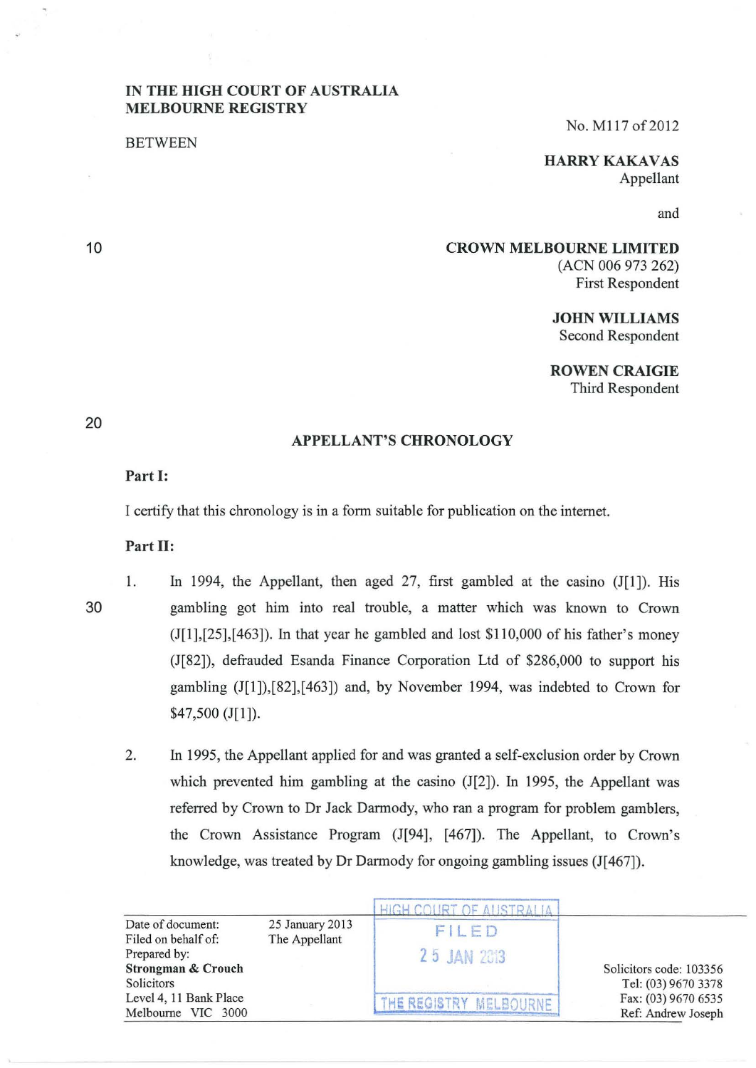**IN THE HIGH COURT OF AUSTRALIA**
**MELBOURNE REGISTRY**

No. M117 of 2012

BETWEEN

**HARRY KAKAVAS**
Appellant

and

**CROWN MELBOURNE LIMITED**
(ACN 006 973 262)
First Respondent

**JOHN WILLIAMS**
Second Respondent

**ROWEN CRAIGIE**
Third Respondent

## APPELLANT'S CHRONOLOGY

**Part I:**

I certify that this chronology is in a form suitable for publication on the internet.

**Part II:**

1. In 1994, the Appellant, then aged 27, first gambled at the casino (J[1]). His gambling got him into real trouble, a matter which was known to Crown (J[1],[25],[463]). In that year he gambled and lost $110,000 of his father's money (J[82]), defrauded Esanda Finance Corporation Ltd of $286,000 to support his gambling (J[1]),[82],[463]) and, by November 1994, was indebted to Crown for $47,500 (J[1]).

2. In 1995, the Appellant applied for and was granted a self-exclusion order by Crown which prevented him gambling at the casino (J[2]). In 1995, the Appellant was referred by Crown to Dr Jack Darmody, who ran a program for problem gamblers, the Crown Assistance Program (J[94], [467]). The Appellant, to Crown's knowledge, was treated by Dr Darmody for ongoing gambling issues (J[467]).

| | | |
|---|---|---|
| Date of document: | 25 January 2013 | |
| Filed on behalf of: | The Appellant | |
| Prepared by: | | |
| **Strongman & Crouch** | | Solicitors code: 103356 |
| Solicitors | | Tel: (03) 9670 3378 |
| Level 4, 11 Bank Place | | Fax: (03) 9670 6535 |
| Melbourne VIC 3000 | | Ref: Andrew Joseph |

HIGH COURT OF AUSTRALIA
FILED
25 JAN 2013
THE REGISTRY MELBOURNE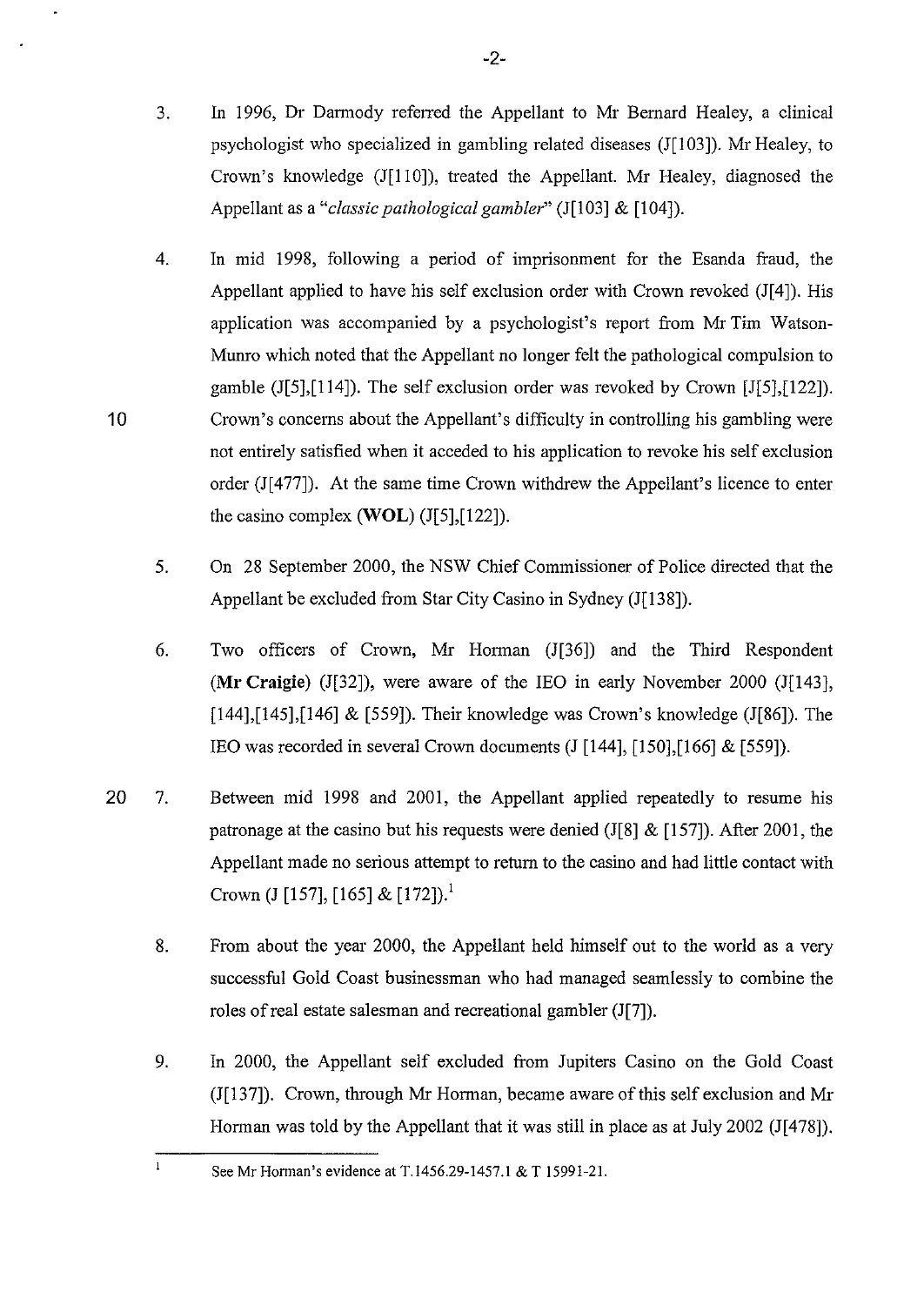3. In 1996, Dr Darmody referred the Appellant to Mr Bernard Healey, a clinical psychologist who specialized in gambling related diseases (J[103]). Mr Healey, to Crown's knowledge (J[110]), treated the Appellant. Mr Healey, diagnosed the Appellant as a *"classic pathological gambler"* (J[103] & [104]).

4. In mid 1998, following a period of imprisonment for the Esanda fraud, the Appellant applied to have his self exclusion order with Crown revoked (J[4]). His application was accompanied by a psychologist's report from Mr Tim Watson-Munro which noted that the Appellant no longer felt the pathological compulsion to gamble (J[5],[114]). The self exclusion order was revoked by Crown [J[5],[122]). Crown's concerns about the Appellant's difficulty in controlling his gambling were not entirely satisfied when it acceded to his application to revoke his self exclusion order (J[477]). At the same time Crown withdrew the Appellant's licence to enter the casino complex (**WOL**) (J[5],[122]).

5. On 28 September 2000, the NSW Chief Commissioner of Police directed that the Appellant be excluded from Star City Casino in Sydney (J[138]).

6. Two officers of Crown, Mr Horman (J[36]) and the Third Respondent (**Mr Craigie**) (J[32]), were aware of the IEO in early November 2000 (J[143], [144],[145],[146] & [559]). Their knowledge was Crown's knowledge (J[86]). The IEO was recorded in several Crown documents (J [144], [150],[166] & [559]).

7. Between mid 1998 and 2001, the Appellant applied repeatedly to resume his patronage at the casino but his requests were denied (J[8] & [157]). After 2001, the Appellant made no serious attempt to return to the casino and had little contact with Crown (J [157], [165] & [172]).[1]

8. From about the year 2000, the Appellant held himself out to the world as a very successful Gold Coast businessman who had managed seamlessly to combine the roles of real estate salesman and recreational gambler (J[7]).

9. In 2000, the Appellant self excluded from Jupiters Casino on the Gold Coast (J[137]). Crown, through Mr Horman, became aware of this self exclusion and Mr Horman was told by the Appellant that it was still in place as at July 2002 (J[478]).

---

[1] See Mr Horman's evidence at T.1456.29-1457.1 & T 15991-21.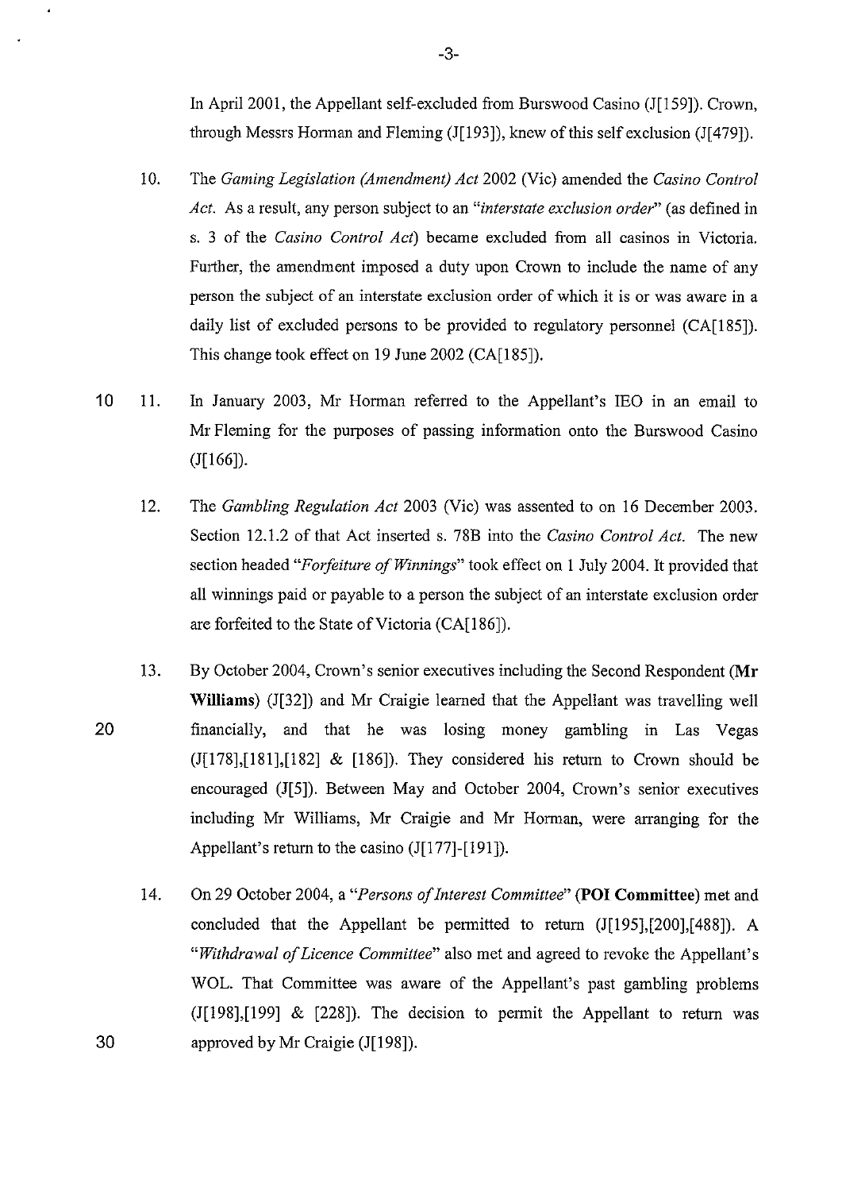In April 2001, the Appellant self-excluded from Burswood Casino (J[159]). Crown, through Messrs Horman and Fleming (J[193]), knew of this self exclusion (J[479]).

10. The *Gaming Legislation (Amendment) Act* 2002 (Vic) amended the *Casino Control Act*. As a result, any person subject to an *"interstate exclusion order"* (as defined in s. 3 of the *Casino Control Act*) became excluded from all casinos in Victoria. Further, the amendment imposed a duty upon Crown to include the name of any person the subject of an interstate exclusion order of which it is or was aware in a daily list of excluded persons to be provided to regulatory personnel (CA[185]). This change took effect on 19 June 2002 (CA[185]).

11. In January 2003, Mr Horman referred to the Appellant's IEO in an email to Mr Fleming for the purposes of passing information onto the Burswood Casino (J[166]).

12. The *Gambling Regulation Act* 2003 (Vic) was assented to on 16 December 2003. Section 12.1.2 of that Act inserted s. 78B into the *Casino Control Act*. The new section headed *"Forfeiture of Winnings"* took effect on 1 July 2004. It provided that all winnings paid or payable to a person the subject of an interstate exclusion order are forfeited to the State of Victoria (CA[186]).

13. By October 2004, Crown's senior executives including the Second Respondent (**Mr Williams**) (J[32]) and Mr Craigie learned that the Appellant was travelling well financially, and that he was losing money gambling in Las Vegas (J[178],[181],[182] & [186]). They considered his return to Crown should be encouraged (J[5]). Between May and October 2004, Crown's senior executives including Mr Williams, Mr Craigie and Mr Horman, were arranging for the Appellant's return to the casino (J[177]-[191]).

14. On 29 October 2004, a *"Persons of Interest Committee"* (**POI Committee**) met and concluded that the Appellant be permitted to return (J[195],[200],[488]). A *"Withdrawal of Licence Committee"* also met and agreed to revoke the Appellant's WOL. That Committee was aware of the Appellant's past gambling problems (J[198],[199] & [228]). The decision to permit the Appellant to return was approved by Mr Craigie (J[198]).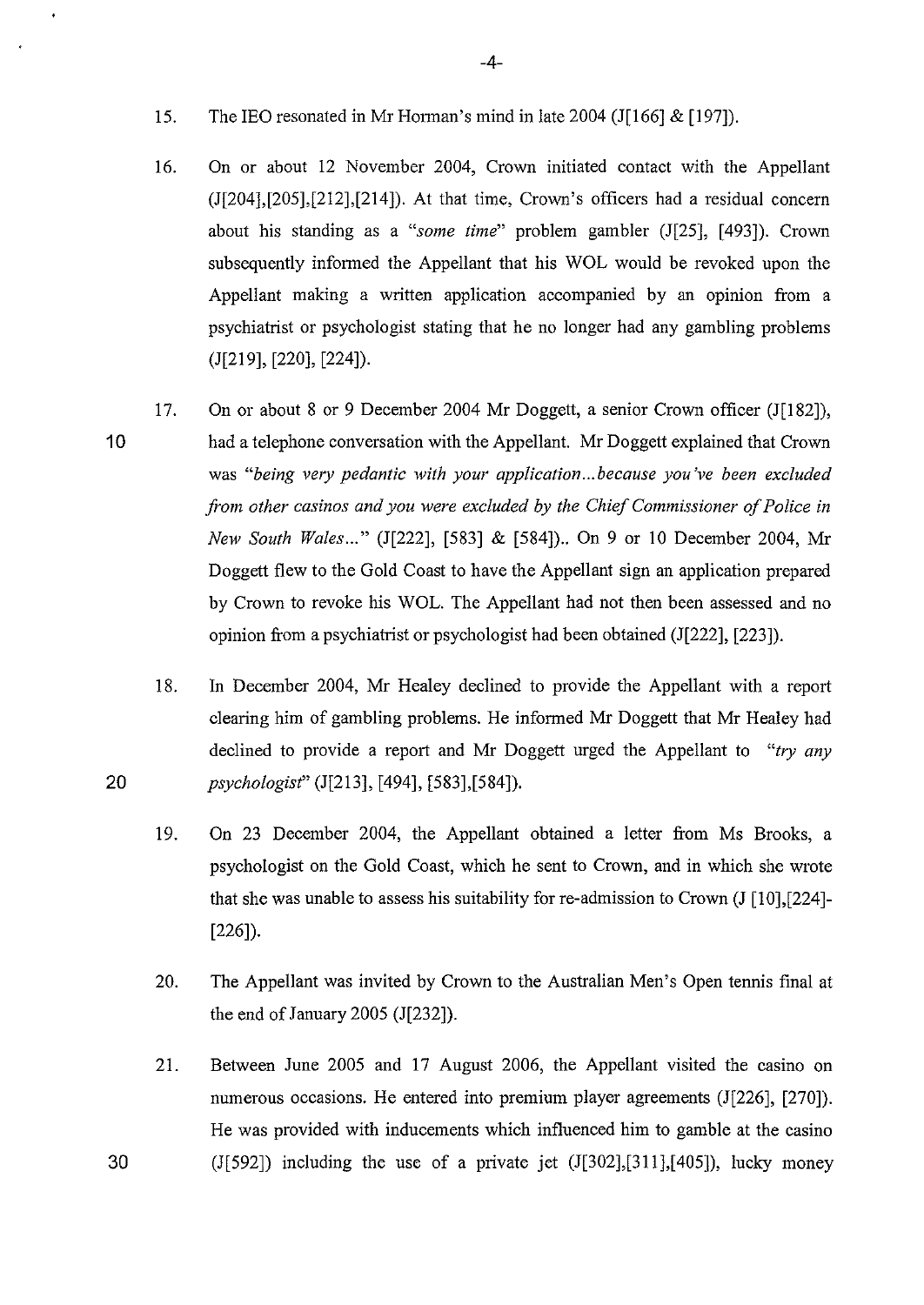15. The IEO resonated in Mr Horman's mind in late 2004 (J[166] & [197]).

16. On or about 12 November 2004, Crown initiated contact with the Appellant (J[204],[205],[212],[214]). At that time, Crown's officers had a residual concern about his standing as a *"some time"* problem gambler (J[25], [493]). Crown subsequently informed the Appellant that his WOL would be revoked upon the Appellant making a written application accompanied by an opinion from a psychiatrist or psychologist stating that he no longer had any gambling problems (J[219], [220], [224]).

17. On or about 8 or 9 December 2004 Mr Doggett, a senior Crown officer (J[182]), had a telephone conversation with the Appellant. Mr Doggett explained that Crown was *"being very pedantic with your application...because you've been excluded from other casinos and you were excluded by the Chief Commissioner of Police in New South Wales..."* (J[222], [583] & [584]).. On 9 or 10 December 2004, Mr Doggett flew to the Gold Coast to have the Appellant sign an application prepared by Crown to revoke his WOL. The Appellant had not then been assessed and no opinion from a psychiatrist or psychologist had been obtained (J[222], [223]).

18. In December 2004, Mr Healey declined to provide the Appellant with a report clearing him of gambling problems. He informed Mr Doggett that Mr Healey had declined to provide a report and Mr Doggett urged the Appellant to *"try any psychologist"* (J[213], [494], [583],[584]).

19. On 23 December 2004, the Appellant obtained a letter from Ms Brooks, a psychologist on the Gold Coast, which he sent to Crown, and in which she wrote that she was unable to assess his suitability for re-admission to Crown (J [10],[224]-[226]).

20. The Appellant was invited by Crown to the Australian Men's Open tennis final at the end of January 2005 (J[232]).

21. Between June 2005 and 17 August 2006, the Appellant visited the casino on numerous occasions. He entered into premium player agreements (J[226], [270]). He was provided with inducements which influenced him to gamble at the casino (J[592]) including the use of a private jet (J[302],[311],[405]), lucky money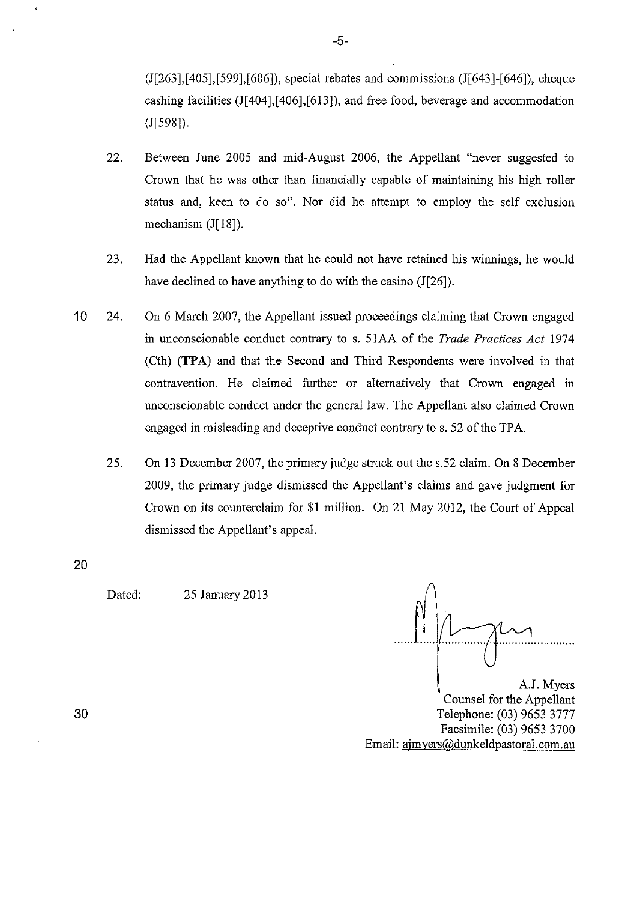(J[263],[405],[599],[606]), special rebates and commissions (J[643]-[646]), cheque cashing facilities (J[404],[406],[613]), and free food, beverage and accommodation (J[598]).

22. Between June 2005 and mid-August 2006, the Appellant "never suggested to Crown that he was other than financially capable of maintaining his high roller status and, keen to do so". Nor did he attempt to employ the self exclusion mechanism (J[18]).

23. Had the Appellant known that he could not have retained his winnings, he would have declined to have anything to do with the casino (J[26]).

24. On 6 March 2007, the Appellant issued proceedings claiming that Crown engaged in unconscionable conduct contrary to s. 51AA of the *Trade Practices Act* 1974 (Cth) (**TPA**) and that the Second and Third Respondents were involved in that contravention. He claimed further or alternatively that Crown engaged in unconscionable conduct under the general law. The Appellant also claimed Crown engaged in misleading and deceptive conduct contrary to s. 52 of the TPA.

25. On 13 December 2007, the primary judge struck out the s.52 claim. On 8 December 2009, the primary judge dismissed the Appellant's claims and gave judgment for Crown on its counterclaim for $1 million. On 21 May 2012, the Court of Appeal dismissed the Appellant's appeal.

Dated: 25 January 2013

A.J. Myers
Counsel for the Appellant
Telephone: (03) 9653 3777
Facsimile: (03) 9653 3700
Email: ajmyers@dunkeldpastoral.com.au